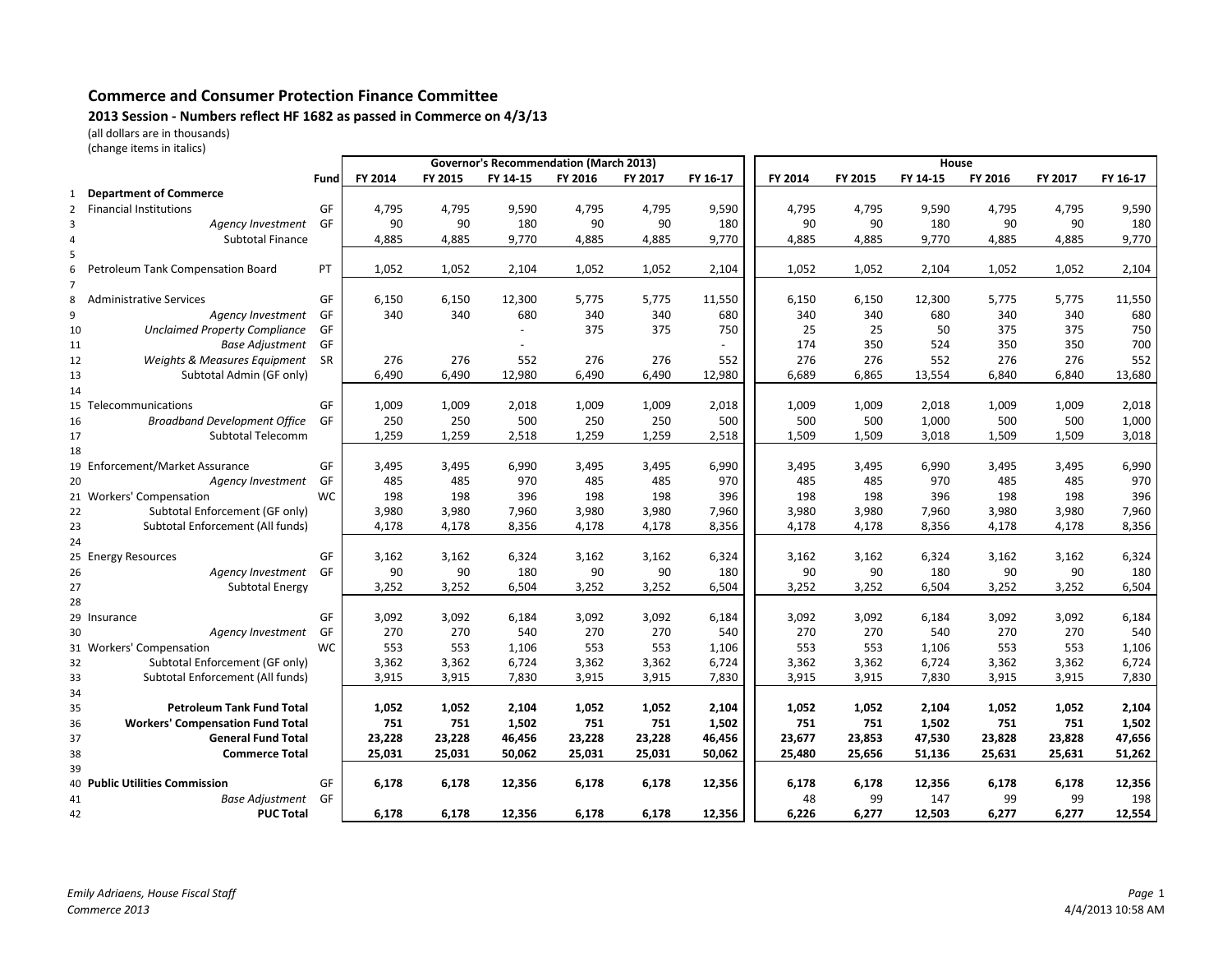## Commerce and Consumer Protection Finance Committee

### 2013 Session - Numbers reflect HF 1682 as passed in Commerce on 4/3/13

(all dollars are in thousands)
(change items in italics)

| | | | Governor's Recommendation (March 2013) | | | | | | House | | | | | |
|---|---|---|---|---|---|---|---|---|---|---|---|---|---|---|
| | | Fund | FY 2014 | FY 2015 | FY 14-15 | FY 2016 | FY 2017 | FY 16-17 | FY 2014 | FY 2015 | FY 14-15 | FY 2016 | FY 2017 | FY 16-17 |
| 1 | **Department of Commerce** | | | | | | | | | | | | | |
| 2 | Financial Institutions | GF | 4,795 | 4,795 | 9,590 | 4,795 | 4,795 | 9,590 | 4,795 | 4,795 | 9,590 | 4,795 | 4,795 | 9,590 |
| 3 | *Agency Investment* | GF | 90 | 90 | 180 | 90 | 90 | 180 | 90 | 90 | 180 | 90 | 90 | 180 |
| 4 | Subtotal Finance | | 4,885 | 4,885 | 9,770 | 4,885 | 4,885 | 9,770 | 4,885 | 4,885 | 9,770 | 4,885 | 4,885 | 9,770 |
| 5 | | | | | | | | | | | | | | |
| 6 | Petroleum Tank Compensation Board | PT | 1,052 | 1,052 | 2,104 | 1,052 | 1,052 | 2,104 | 1,052 | 1,052 | 2,104 | 1,052 | 1,052 | 2,104 |
| 7 | | | | | | | | | | | | | | |
| 8 | Administrative Services | GF | 6,150 | 6,150 | 12,300 | 5,775 | 5,775 | 11,550 | 6,150 | 6,150 | 12,300 | 5,775 | 5,775 | 11,550 |
| 9 | *Agency Investment* | GF | 340 | 340 | 680 | 340 | 340 | 680 | 340 | 340 | 680 | 340 | 340 | 680 |
| 10 | *Unclaimed Property Compliance* | GF | | | - | 375 | 375 | 750 | 25 | 25 | 50 | 375 | 375 | 750 |
| 11 | *Base Adjustment* | GF | | | - | | | - | 174 | 350 | 524 | 350 | 350 | 700 |
| 12 | *Weights & Measures Equipment* | SR | 276 | 276 | 552 | 276 | 276 | 552 | 276 | 276 | 552 | 276 | 276 | 552 |
| 13 | Subtotal Admin (GF only) | | 6,490 | 6,490 | 12,980 | 6,490 | 6,490 | 12,980 | 6,689 | 6,865 | 13,554 | 6,840 | 6,840 | 13,680 |
| 14 | | | | | | | | | | | | | | |
| 15 | Telecommunications | GF | 1,009 | 1,009 | 2,018 | 1,009 | 1,009 | 2,018 | 1,009 | 1,009 | 2,018 | 1,009 | 1,009 | 2,018 |
| 16 | *Broadband Development Office* | GF | 250 | 250 | 500 | 250 | 250 | 500 | 500 | 500 | 1,000 | 500 | 500 | 1,000 |
| 17 | Subtotal Telecomm | | 1,259 | 1,259 | 2,518 | 1,259 | 1,259 | 2,518 | 1,509 | 1,509 | 3,018 | 1,509 | 1,509 | 3,018 |
| 18 | | | | | | | | | | | | | | |
| 19 | Enforcement/Market Assurance | GF | 3,495 | 3,495 | 6,990 | 3,495 | 3,495 | 6,990 | 3,495 | 3,495 | 6,990 | 3,495 | 3,495 | 6,990 |
| 20 | *Agency Investment* | GF | 485 | 485 | 970 | 485 | 485 | 970 | 485 | 485 | 970 | 485 | 485 | 970 |
| 21 | Workers' Compensation | WC | 198 | 198 | 396 | 198 | 198 | 396 | 198 | 198 | 396 | 198 | 198 | 396 |
| 22 | Subtotal Enforcement (GF only) | | 3,980 | 3,980 | 7,960 | 3,980 | 3,980 | 7,960 | 3,980 | 3,980 | 7,960 | 3,980 | 3,980 | 7,960 |
| 23 | Subtotal Enforcement (All funds) | | 4,178 | 4,178 | 8,356 | 4,178 | 4,178 | 8,356 | 4,178 | 4,178 | 8,356 | 4,178 | 4,178 | 8,356 |
| 24 | | | | | | | | | | | | | | |
| 25 | Energy Resources | GF | 3,162 | 3,162 | 6,324 | 3,162 | 3,162 | 6,324 | 3,162 | 3,162 | 6,324 | 3,162 | 3,162 | 6,324 |
| 26 | *Agency Investment* | GF | 90 | 90 | 180 | 90 | 90 | 180 | 90 | 90 | 180 | 90 | 90 | 180 |
| 27 | Subtotal Energy | | 3,252 | 3,252 | 6,504 | 3,252 | 3,252 | 6,504 | 3,252 | 3,252 | 6,504 | 3,252 | 3,252 | 6,504 |
| 28 | | | | | | | | | | | | | | |
| 29 | Insurance | GF | 3,092 | 3,092 | 6,184 | 3,092 | 3,092 | 6,184 | 3,092 | 3,092 | 6,184 | 3,092 | 3,092 | 6,184 |
| 30 | *Agency Investment* | GF | 270 | 270 | 540 | 270 | 270 | 540 | 270 | 270 | 540 | 270 | 270 | 540 |
| 31 | Workers' Compensation | WC | 553 | 553 | 1,106 | 553 | 553 | 1,106 | 553 | 553 | 1,106 | 553 | 553 | 1,106 |
| 32 | Subtotal Enforcement (GF only) | | 3,362 | 3,362 | 6,724 | 3,362 | 3,362 | 6,724 | 3,362 | 3,362 | 6,724 | 3,362 | 3,362 | 6,724 |
| 33 | Subtotal Enforcement (All funds) | | 3,915 | 3,915 | 7,830 | 3,915 | 3,915 | 7,830 | 3,915 | 3,915 | 7,830 | 3,915 | 3,915 | 7,830 |
| 34 | | | | | | | | | | | | | | |
| 35 | **Petroleum Tank Fund Total** | | **1,052** | **1,052** | **2,104** | **1,052** | **1,052** | **2,104** | **1,052** | **1,052** | **2,104** | **1,052** | **1,052** | **2,104** |
| 36 | **Workers' Compensation Fund Total** | | **751** | **751** | **1,502** | **751** | **751** | **1,502** | **751** | **751** | **1,502** | **751** | **751** | **1,502** |
| 37 | **General Fund Total** | | **23,228** | **23,228** | **46,456** | **23,228** | **23,228** | **46,456** | **23,677** | **23,853** | **47,530** | **23,828** | **23,828** | **47,656** |
| 38 | **Commerce Total** | | **25,031** | **25,031** | **50,062** | **25,031** | **25,031** | **50,062** | **25,480** | **25,656** | **51,136** | **25,631** | **25,631** | **51,262** |
| 39 | | | | | | | | | | | | | | |
| 40 | **Public Utilities Commission** | GF | **6,178** | **6,178** | **12,356** | **6,178** | **6,178** | **12,356** | **6,178** | **6,178** | **12,356** | **6,178** | **6,178** | **12,356** |
| 41 | *Base Adjustment* | GF | | | | | | | 48 | 99 | 147 | 99 | 99 | 198 |
| 42 | **PUC Total** | | **6,178** | **6,178** | **12,356** | **6,178** | **6,178** | **12,356** | **6,226** | **6,277** | **12,503** | **6,277** | **6,277** | **12,554** |

*Emily Adriaens, House Fiscal Staff*
*Commerce 2013*

4/4/2013 10:58 AM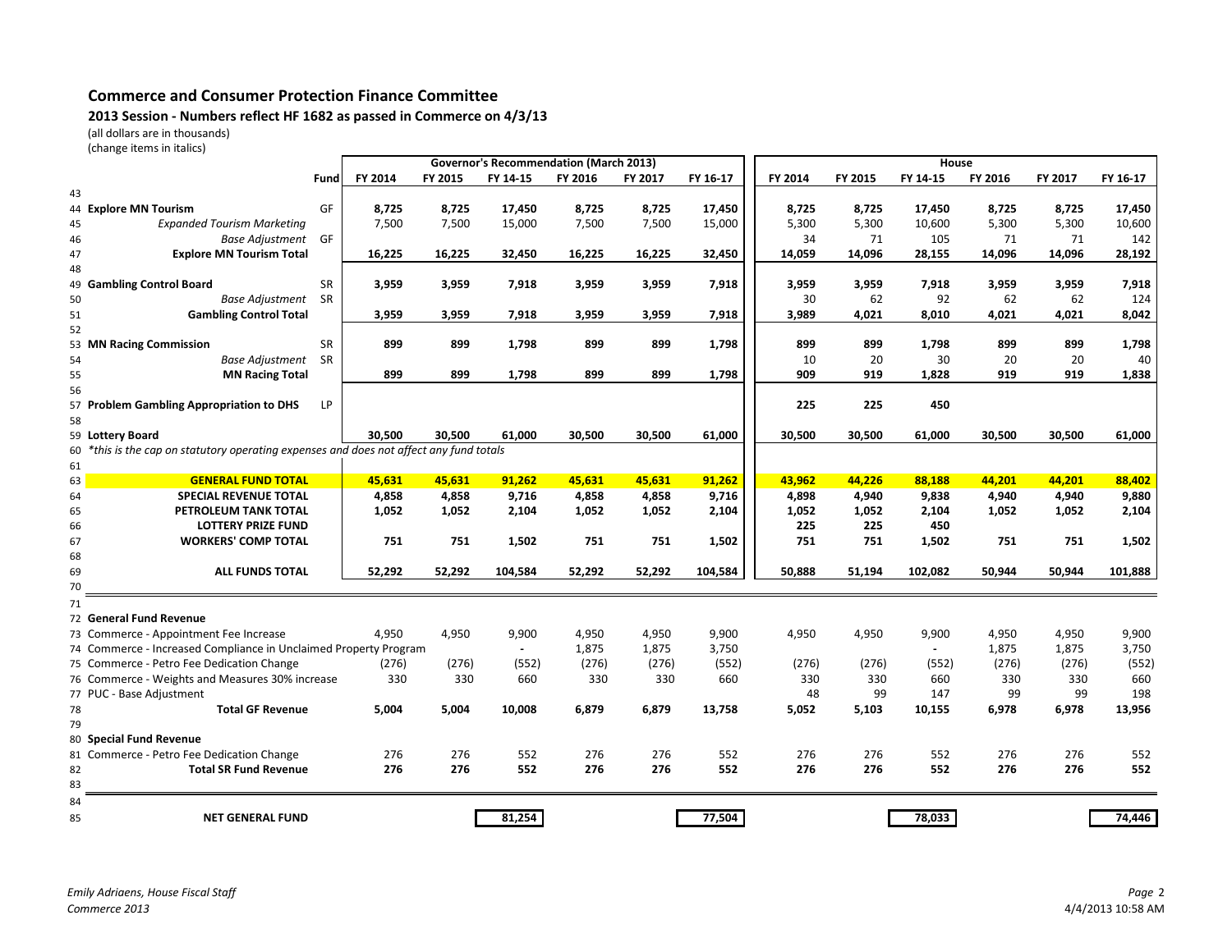## Commerce and Consumer Protection Finance Committee

### 2013 Session - Numbers reflect HF 1682 as passed in Commerce on 4/3/13

(all dollars are in thousands)
(change items in italics)

| | | | Governor's Recommendation (March 2013) | | | | | | House | | | | | |
|---|---|---|---|---|---|---|---|---|---|---|---|---|---|---|
| | | Fund | FY 2014 | FY 2015 | FY 14-15 | FY 2016 | FY 2017 | FY 16-17 | FY 2014 | FY 2015 | FY 14-15 | FY 2016 | FY 2017 | FY 16-17 |
| 43 | | | | | | | | | | | | | | |
| 44 | **Explore MN Tourism** | GF | **8,725** | **8,725** | **17,450** | **8,725** | **8,725** | **17,450** | **8,725** | **8,725** | **17,450** | **8,725** | **8,725** | **17,450** |
| 45 | *Expanded Tourism Marketing* | | 7,500 | 7,500 | 15,000 | 7,500 | 7,500 | 15,000 | 5,300 | 5,300 | 10,600 | 5,300 | 5,300 | 10,600 |
| 46 | *Base Adjustment* | GF | | | | | | | 34 | 71 | 105 | 71 | 71 | 142 |
| 47 | **Explore MN Tourism Total** | | **16,225** | **16,225** | **32,450** | **16,225** | **16,225** | **32,450** | **14,059** | **14,096** | **28,155** | **14,096** | **14,096** | **28,192** |
| 48 | | | | | | | | | | | | | | |
| 49 | **Gambling Control Board** | SR | **3,959** | **3,959** | **7,918** | **3,959** | **3,959** | **7,918** | **3,959** | **3,959** | **7,918** | **3,959** | **3,959** | **7,918** |
| 50 | *Base Adjustment* | SR | | | | | | | 30 | 62 | 92 | 62 | 62 | 124 |
| 51 | **Gambling Control Total** | | **3,959** | **3,959** | **7,918** | **3,959** | **3,959** | **7,918** | **3,989** | **4,021** | **8,010** | **4,021** | **4,021** | **8,042** |
| 52 | | | | | | | | | | | | | | |
| 53 | **MN Racing Commission** | SR | **899** | **899** | **1,798** | **899** | **899** | **1,798** | **899** | **899** | **1,798** | **899** | **899** | **1,798** |
| 54 | *Base Adjustment* | SR | | | | | | | 10 | 20 | 30 | 20 | 20 | 40 |
| 55 | **MN Racing Total** | | **899** | **899** | **1,798** | **899** | **899** | **1,798** | **909** | **919** | **1,828** | **919** | **919** | **1,838** |
| 56 | | | | | | | | | | | | | | |
| 57 | **Problem Gambling Appropriation to DHS** | LP | | | | | | | **225** | **225** | **450** | | | |
| 58 | | | | | | | | | | | | | | |
| 59 | **Lottery Board** | | **30,500** | **30,500** | **61,000** | **30,500** | **30,500** | **61,000** | **30,500** | **30,500** | **61,000** | **30,500** | **30,500** | **61,000** |
| 60 | *\*this is the cap on statutory operating expenses and does not affect any fund totals* | | | | | | | | | | | | | |
| 61 | | | | | | | | | | | | | | |
| 63 | **GENERAL FUND TOTAL** | | **45,631** | **45,631** | **91,262** | **45,631** | **45,631** | **91,262** | **43,962** | **44,226** | **88,188** | **44,201** | **44,201** | **88,402** |
| 64 | **SPECIAL REVENUE TOTAL** | | **4,858** | **4,858** | **9,716** | **4,858** | **4,858** | **9,716** | **4,898** | **4,940** | **9,838** | **4,940** | **4,940** | **9,880** |
| 65 | **PETROLEUM TANK TOTAL** | | **1,052** | **1,052** | **2,104** | **1,052** | **1,052** | **2,104** | **1,052** | **1,052** | **2,104** | **1,052** | **1,052** | **2,104** |
| 66 | **LOTTERY PRIZE FUND** | | | | | | | | **225** | **225** | **450** | | | |
| 67 | **WORKERS' COMP TOTAL** | | **751** | **751** | **1,502** | **751** | **751** | **1,502** | **751** | **751** | **1,502** | **751** | **751** | **1,502** |
| 68 | | | | | | | | | | | | | | |
| 69 | **ALL FUNDS TOTAL** | | **52,292** | **52,292** | **104,584** | **52,292** | **52,292** | **104,584** | **50,888** | **51,194** | **102,082** | **50,944** | **50,944** | **101,888** |
| 70 | | | | | | | | | | | | | | |
| 71 | | | | | | | | | | | | | | |
| 72 | **General Fund Revenue** | | | | | | | | | | | | | |
| 73 | Commerce - Appointment Fee Increase | | 4,950 | 4,950 | 9,900 | 4,950 | 4,950 | 9,900 | 4,950 | 4,950 | 9,900 | 4,950 | 4,950 | 9,900 |
| 74 | Commerce - Increased Compliance in Unclaimed Property Program | | | | - | 1,875 | 1,875 | 3,750 | | | - | 1,875 | 1,875 | 3,750 |
| 75 | Commerce - Petro Fee Dedication Change | | (276) | (276) | (552) | (276) | (276) | (552) | (276) | (276) | (552) | (276) | (276) | (552) |
| 76 | Commerce - Weights and Measures 30% increase | | 330 | 330 | 660 | 330 | 330 | 660 | 330 | 330 | 660 | 330 | 330 | 660 |
| 77 | PUC - Base Adjustment | | | | | | | | 48 | 99 | 147 | 99 | 99 | 198 |
| 78 | **Total GF Revenue** | | **5,004** | **5,004** | **10,008** | **6,879** | **6,879** | **13,758** | **5,052** | **5,103** | **10,155** | **6,978** | **6,978** | **13,956** |
| 79 | | | | | | | | | | | | | | |
| 80 | **Special Fund Revenue** | | | | | | | | | | | | | |
| 81 | Commerce - Petro Fee Dedication Change | | 276 | 276 | 552 | 276 | 276 | 552 | 276 | 276 | 552 | 276 | 276 | 552 |
| 82 | **Total SR Fund Revenue** | | **276** | **276** | **552** | **276** | **276** | **552** | **276** | **276** | **552** | **276** | **276** | **552** |
| 83 | | | | | | | | | | | | | | |
| 84 | | | | | | | | | | | | | | |
| 85 | **NET GENERAL FUND** | | | | **81,254** | | | **77,504** | | | **78,033** | | | **74,446** |

*Emily Adriaens, House Fiscal Staff*
*Commerce 2013*

4/4/2013 10:58 AM